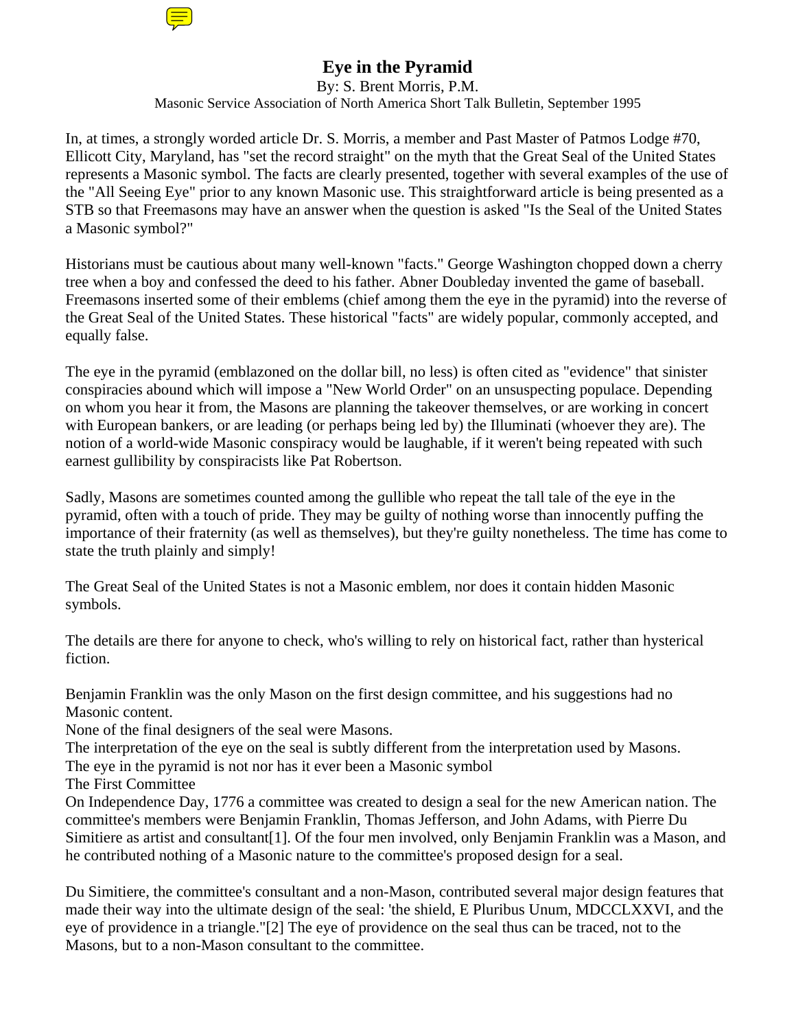# Eye in the Pyramid

By: S. Brent Morris, P.M.

Masonic Service Association of North America Short Talk Bulletin, September 1995

In, at times, a strongly worded article Dr. S. Morris, a member and Past Master of Patmos Lodge #70, Ellicott City, Maryland, has "set the record straight" on the myth that the Great Seal of the United States represents a Masonic symbol. The facts are clearly presented, together with several examples of the use of the "All Seeing Eye" prior to any known Masonic use. This straightforward article is being presented as a STB so that Freemasons may have an answer when the question is asked "Is the Seal of the United States a Masonic symbol?"

Historians must be cautious about many well-known "facts." George Washington chopped down a cherry tree when a boy and confessed the deed to his father. Abner Doubleday invented the game of baseball. Freemasons inserted some of their emblems (chief among them the eye in the pyramid) into the reverse of the Great Seal of the United States. These historical "facts" are widely popular, commonly accepted, and equally false.

The eye in the pyramid (emblazoned on the dollar bill, no less) is often cited as "evidence" that sinister conspiracies abound which will impose a "New World Order" on an unsuspecting populace. Depending on whom you hear it from, the Masons are planning the takeover themselves, or are working in concert with European bankers, or are leading (or perhaps being led by) the Illuminati (whoever they are). The notion of a world-wide Masonic conspiracy would be laughable, if it weren't being repeated with such earnest gullibility by conspiracists like Pat Robertson.

Sadly, Masons are sometimes counted among the gullible who repeat the tall tale of the eye in the pyramid, often with a touch of pride. They may be guilty of nothing worse than innocently puffing the importance of their fraternity (as well as themselves), but they're guilty nonetheless. The time has come to state the truth plainly and simply!

The Great Seal of the United States is not a Masonic emblem, nor does it contain hidden Masonic symbols.

The details are there for anyone to check, who's willing to rely on historical fact, rather than hysterical fiction.

Benjamin Franklin was the only Mason on the first design committee, and his suggestions had no Masonic content.
None of the final designers of the seal were Masons.
The interpretation of the eye on the seal is subtly different from the interpretation used by Masons.
The eye in the pyramid is not nor has it ever been a Masonic symbol

The First Committee

On Independence Day, 1776 a committee was created to design a seal for the new American nation. The committee's members were Benjamin Franklin, Thomas Jefferson, and John Adams, with Pierre Du Simitiere as artist and consultant[1]. Of the four men involved, only Benjamin Franklin was a Mason, and he contributed nothing of a Masonic nature to the committee's proposed design for a seal.

Du Simitiere, the committee's consultant and a non-Mason, contributed several major design features that made their way into the ultimate design of the seal: 'the shield, E Pluribus Unum, MDCCLXXVI, and the eye of providence in a triangle."[2] The eye of providence on the seal thus can be traced, not to the Masons, but to a non-Mason consultant to the committee.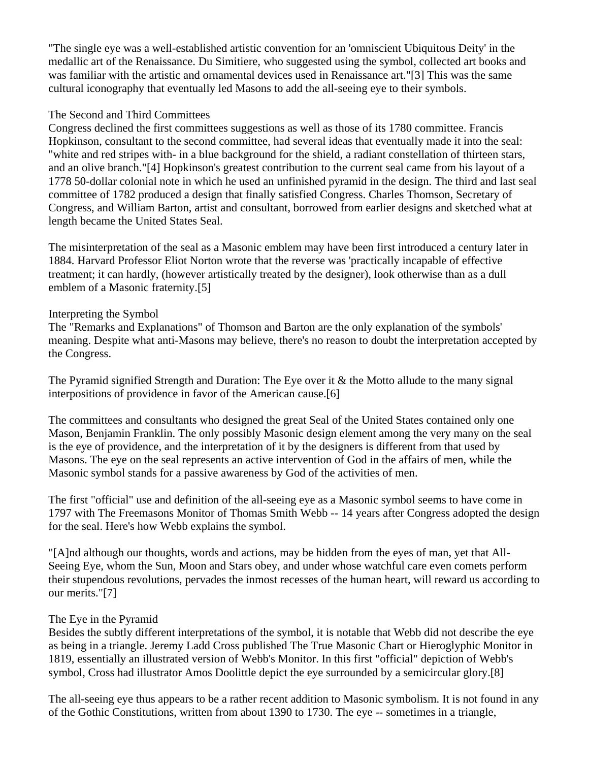"The single eye was a well-established artistic convention for an 'omniscient Ubiquitous Deity' in the medallic art of the Renaissance. Du Simitiere, who suggested using the symbol, collected art books and was familiar with the artistic and ornamental devices used in Renaissance art."[3] This was the same cultural iconography that eventually led Masons to add the all-seeing eye to their symbols.

### The Second and Third Committees

Congress declined the first committees suggestions as well as those of its 1780 committee. Francis Hopkinson, consultant to the second committee, had several ideas that eventually made it into the seal: "white and red stripes with- in a blue background for the shield, a radiant constellation of thirteen stars, and an olive branch."[4] Hopkinson's greatest contribution to the current seal came from his layout of a 1778 50-dollar colonial note in which he used an unfinished pyramid in the design. The third and last seal committee of 1782 produced a design that finally satisfied Congress. Charles Thomson, Secretary of Congress, and William Barton, artist and consultant, borrowed from earlier designs and sketched what at length became the United States Seal.

The misinterpretation of the seal as a Masonic emblem may have been first introduced a century later in 1884. Harvard Professor Eliot Norton wrote that the reverse was 'practically incapable of effective treatment; it can hardly, (however artistically treated by the designer), look otherwise than as a dull emblem of a Masonic fraternity.[5]

### Interpreting the Symbol

The "Remarks and Explanations" of Thomson and Barton are the only explanation of the symbols' meaning. Despite what anti-Masons may believe, there's no reason to doubt the interpretation accepted by the Congress.

The Pyramid signified Strength and Duration: The Eye over it & the Motto allude to the many signal interpositions of providence in favor of the American cause.[6]

The committees and consultants who designed the great Seal of the United States contained only one Mason, Benjamin Franklin. The only possibly Masonic design element among the very many on the seal is the eye of providence, and the interpretation of it by the designers is different from that used by Masons. The eye on the seal represents an active intervention of God in the affairs of men, while the Masonic symbol stands for a passive awareness by God of the activities of men.

The first "official" use and definition of the all-seeing eye as a Masonic symbol seems to have come in 1797 with The Freemasons Monitor of Thomas Smith Webb -- 14 years after Congress adopted the design for the seal. Here's how Webb explains the symbol.

"[A]nd although our thoughts, words and actions, may be hidden from the eyes of man, yet that All-Seeing Eye, whom the Sun, Moon and Stars obey, and under whose watchful care even comets perform their stupendous revolutions, pervades the inmost recesses of the human heart, will reward us according to our merits."[7]

### The Eye in the Pyramid

Besides the subtly different interpretations of the symbol, it is notable that Webb did not describe the eye as being in a triangle. Jeremy Ladd Cross published The True Masonic Chart or Hieroglyphic Monitor in 1819, essentially an illustrated version of Webb's Monitor. In this first "official" depiction of Webb's symbol, Cross had illustrator Amos Doolittle depict the eye surrounded by a semicircular glory.[8]

The all-seeing eye thus appears to be a rather recent addition to Masonic symbolism. It is not found in any of the Gothic Constitutions, written from about 1390 to 1730. The eye -- sometimes in a triangle,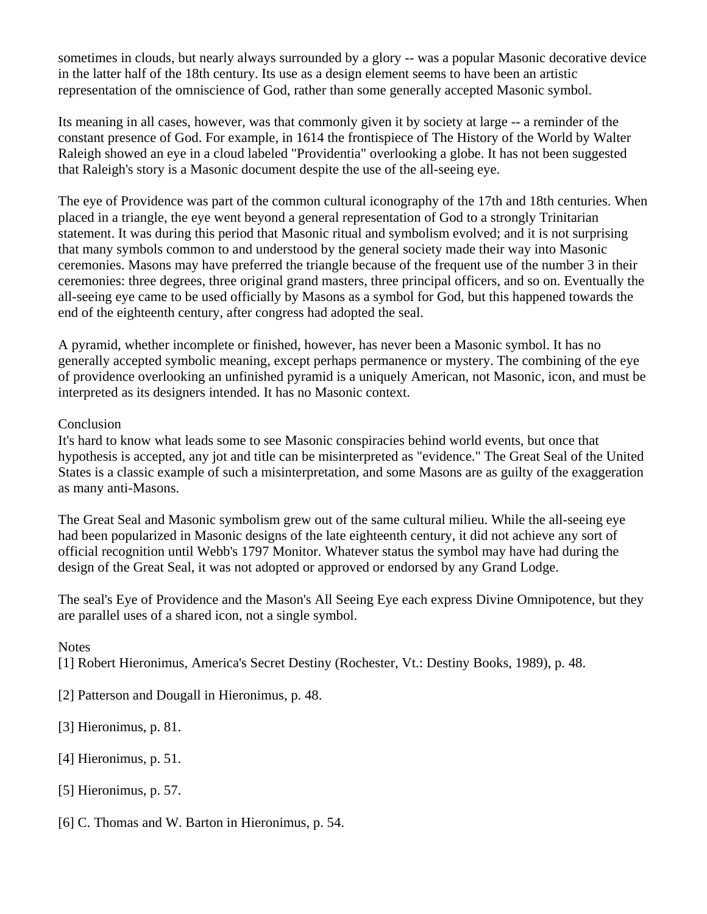sometimes in clouds, but nearly always surrounded by a glory -- was a popular Masonic decorative device in the latter half of the 18th century. Its use as a design element seems to have been an artistic representation of the omniscience of God, rather than some generally accepted Masonic symbol.

Its meaning in all cases, however, was that commonly given it by society at large -- a reminder of the constant presence of God. For example, in 1614 the frontispiece of The History of the World by Walter Raleigh showed an eye in a cloud labeled "Providentia" overlooking a globe. It has not been suggested that Raleigh's story is a Masonic document despite the use of the all-seeing eye.

The eye of Providence was part of the common cultural iconography of the 17th and 18th centuries. When placed in a triangle, the eye went beyond a general representation of God to a strongly Trinitarian statement. It was during this period that Masonic ritual and symbolism evolved; and it is not surprising that many symbols common to and understood by the general society made their way into Masonic ceremonies. Masons may have preferred the triangle because of the frequent use of the number 3 in their ceremonies: three degrees, three original grand masters, three principal officers, and so on. Eventually the all-seeing eye came to be used officially by Masons as a symbol for God, but this happened towards the end of the eighteenth century, after congress had adopted the seal.

A pyramid, whether incomplete or finished, however, has never been a Masonic symbol. It has no generally accepted symbolic meaning, except perhaps permanence or mystery. The combining of the eye of providence overlooking an unfinished pyramid is a uniquely American, not Masonic, icon, and must be interpreted as its designers intended. It has no Masonic context.

## Conclusion

It's hard to know what leads some to see Masonic conspiracies behind world events, but once that hypothesis is accepted, any jot and title can be misinterpreted as "evidence." The Great Seal of the United States is a classic example of such a misinterpretation, and some Masons are as guilty of the exaggeration as many anti-Masons.

The Great Seal and Masonic symbolism grew out of the same cultural milieu. While the all-seeing eye had been popularized in Masonic designs of the late eighteenth century, it did not achieve any sort of official recognition until Webb's 1797 Monitor. Whatever status the symbol may have had during the design of the Great Seal, it was not adopted or approved or endorsed by any Grand Lodge.

The seal's Eye of Providence and the Mason's All Seeing Eye each express Divine Omnipotence, but they are parallel uses of a shared icon, not a single symbol.

## Notes

[1] Robert Hieronimus, America's Secret Destiny (Rochester, Vt.: Destiny Books, 1989), p. 48.

[2] Patterson and Dougall in Hieronimus, p. 48.

[3] Hieronimus, p. 81.

[4] Hieronimus, p. 51.

[5] Hieronimus, p. 57.

[6] C. Thomas and W. Barton in Hieronimus, p. 54.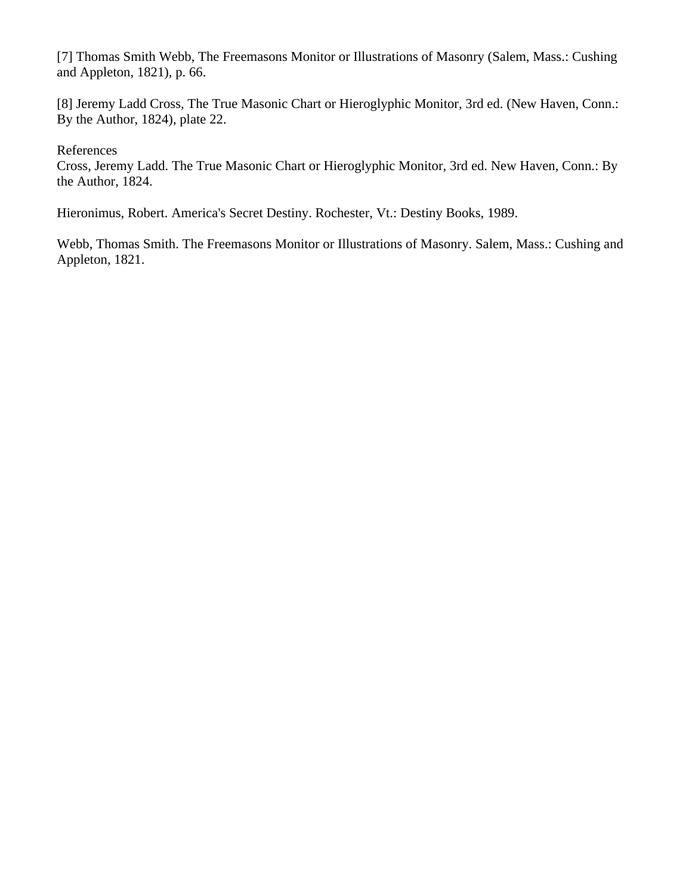[7] Thomas Smith Webb, The Freemasons Monitor or Illustrations of Masonry (Salem, Mass.: Cushing and Appleton, 1821), p. 66.

[8] Jeremy Ladd Cross, The True Masonic Chart or Hieroglyphic Monitor, 3rd ed. (New Haven, Conn.: By the Author, 1824), plate 22.

References

Cross, Jeremy Ladd. The True Masonic Chart or Hieroglyphic Monitor, 3rd ed. New Haven, Conn.: By the Author, 1824.

Hieronimus, Robert. America's Secret Destiny. Rochester, Vt.: Destiny Books, 1989.

Webb, Thomas Smith. The Freemasons Monitor or Illustrations of Masonry. Salem, Mass.: Cushing and Appleton, 1821.